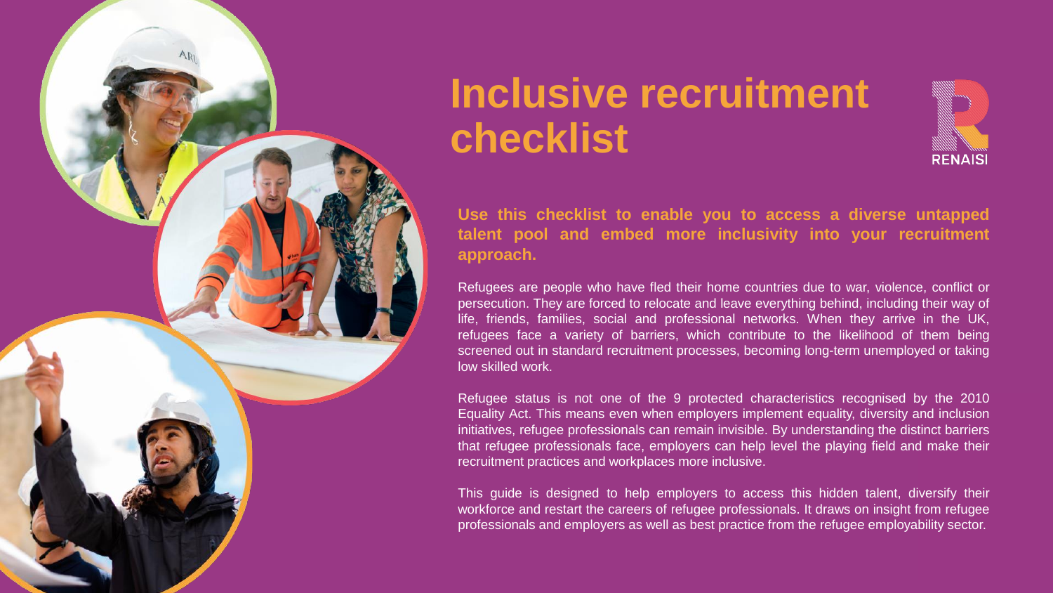# Inclusive recruitment checklist

RENAISI

**Use this checklist to enable you to access a diverse untapped talent pool and embed more inclusivity into your recruitment approach.**

Refugees are people who have fled their home countries due to war, violence, conflict or persecution. They are forced to relocate and leave everything behind, including their way of life, friends, families, social and professional networks. When they arrive in the UK, refugees face a variety of barriers, which contribute to the likelihood of them being screened out in standard recruitment processes, becoming long-term unemployed or taking low skilled work.

Refugee status is not one of the 9 protected characteristics recognised by the 2010 Equality Act. This means even when employers implement equality, diversity and inclusion initiatives, refugee professionals can remain invisible. By understanding the distinct barriers that refugee professionals face, employers can help level the playing field and make their recruitment practices and workplaces more inclusive.

This guide is designed to help employers to access this hidden talent, diversify their workforce and restart the careers of refugee professionals. It draws on insight from refugee professionals and employers as well as best practice from the refugee employability sector.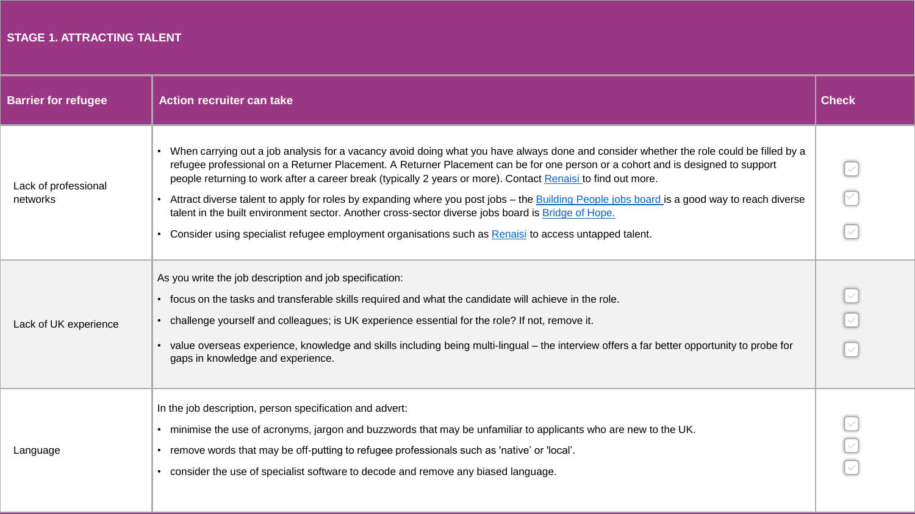## STAGE 1. ATTRACTING TALENT

| Barrier for refugee | Action recruiter can take | Check |
| --- | --- | --- |
| Lack of professional networks | • When carrying out a job analysis for a vacancy avoid doing what you have always done and consider whether the role could be filled by a refugee professional on a Returner Placement. A Returner Placement can be for one person or a cohort and is designed to support people returning to work after a career break (typically 2 years or more). Contact Renaisi to find out more.<br>• Attract diverse talent to apply for roles by expanding where you post jobs – the Building People jobs board is a good way to reach diverse talent in the built environment sector. Another cross-sector diverse jobs board is Bridge of Hope.<br>• Consider using specialist refugee employment organisations such as Renaisi to access untapped talent. | ☐<br>☐<br>☐ |
| Lack of UK experience | As you write the job description and job specification:<br>• focus on the tasks and transferable skills required and what the candidate will achieve in the role.<br>• challenge yourself and colleagues; is UK experience essential for the role? If not, remove it.<br>• value overseas experience, knowledge and skills including being multi-lingual – the interview offers a far better opportunity to probe for gaps in knowledge and experience. | ☐<br>☐<br>☐ |
| Language | In the job description, person specification and advert:<br>• minimise the use of acronyms, jargon and buzzwords that may be unfamiliar to applicants who are new to the UK.<br>• remove words that may be off-putting to refugee professionals such as 'native' or 'local'.<br>• consider the use of specialist software to decode and remove any biased language. | ☐<br>☐<br>☐ |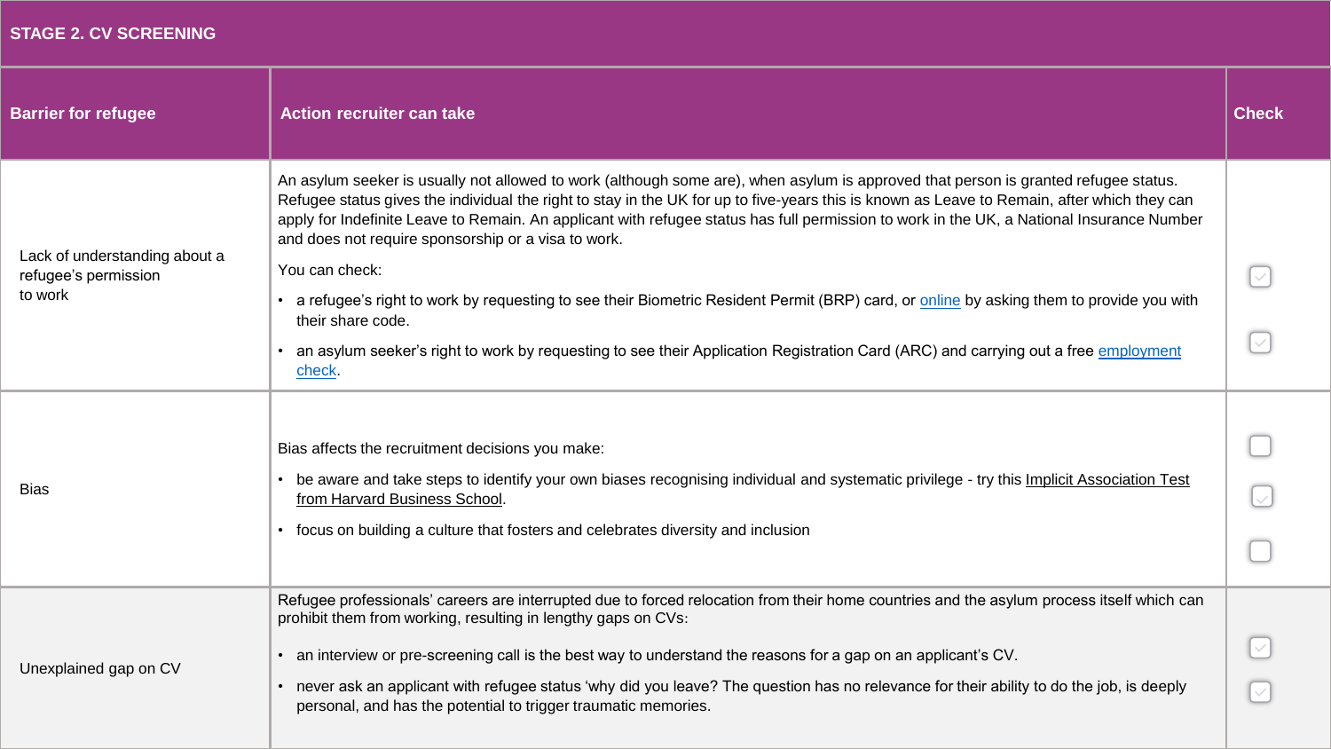| STAGE 2. CV SCREENING | | |
|---|---|---|
| **Barrier for refugee** | **Action recruiter can take** | **Check** |
| Lack of understanding about a refugee's permission to work | An asylum seeker is usually not allowed to work (although some are), when asylum is approved that person is granted refugee status. Refugee status gives the individual the right to stay in the UK for up to five-years this is known as Leave to Remain, after which they can apply for Indefinite Leave to Remain. An applicant with refugee status has full permission to work in the UK, a National Insurance Number and does not require sponsorship or a visa to work.<br><br>You can check:<br>• a refugee's right to work by requesting to see their Biometric Resident Permit (BRP) card, or online by asking them to provide you with their share code.<br>• an asylum seeker's right to work by requesting to see their Application Registration Card (ARC) and carrying out a free employment check. | ☐<br>☐ |
| Bias | Bias affects the recruitment decisions you make:<br>• be aware and take steps to identify your own biases recognising individual and systematic privilege - try this Implicit Association Test from Harvard Business School.<br>• focus on building a culture that fosters and celebrates diversity and inclusion | ☐<br>☐<br>☐ |
| Unexplained gap on CV | Refugee professionals' careers are interrupted due to forced relocation from their home countries and the asylum process itself which can prohibit them from working, resulting in lengthy gaps on CVs:<br>• an interview or pre-screening call is the best way to understand the reasons for a gap on an applicant's CV.<br>• never ask an applicant with refugee status 'why did you leave? The question has no relevance for their ability to do the job, is deeply personal, and has the potential to trigger traumatic memories. | ☐<br>☐ |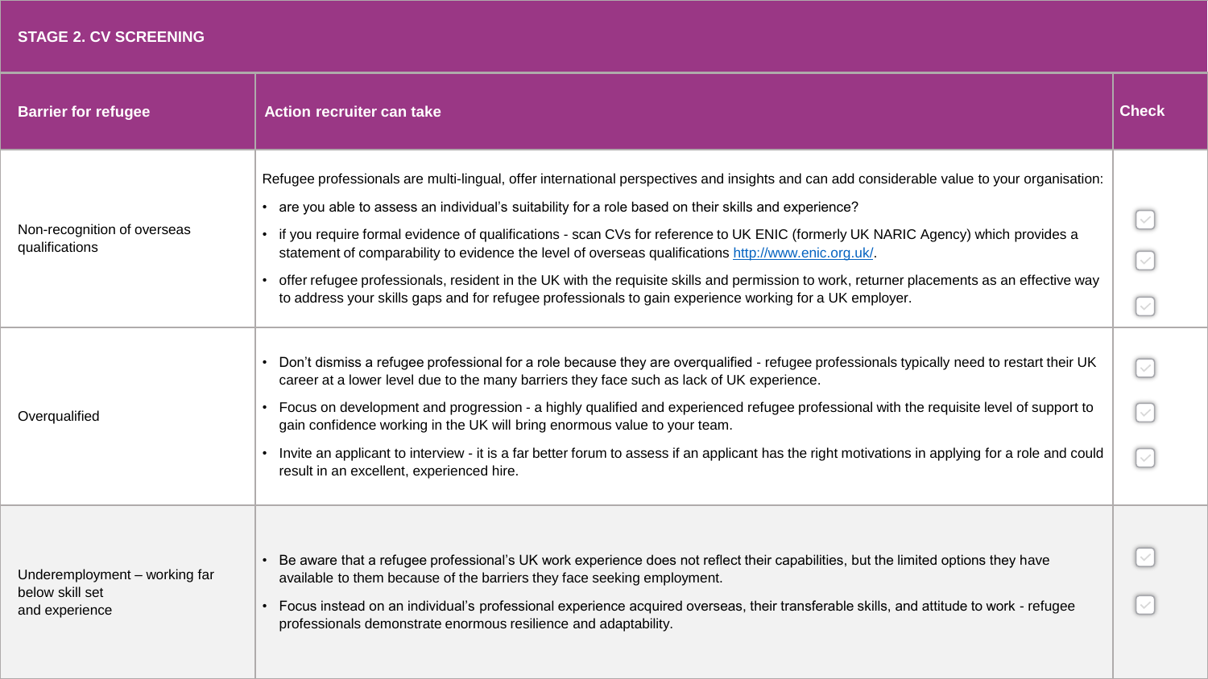## STAGE 2. CV SCREENING

| Barrier for refugee | Action recruiter can take | Check |
|---|---|---|
| Non-recognition of overseas qualifications | Refugee professionals are multi-lingual, offer international perspectives and insights and can add considerable value to your organisation:<br>• are you able to assess an individual's suitability for a role based on their skills and experience?<br>• if you require formal evidence of qualifications - scan CVs for reference to UK ENIC (formerly UK NARIC Agency) which provides a statement of comparability to evidence the level of overseas qualifications http://www.enic.org.uk/.<br>• offer refugee professionals, resident in the UK with the requisite skills and permission to work, returner placements as an effective way to address your skills gaps and for refugee professionals to gain experience working for a UK employer. | ☐<br>☐<br>☐ |
| Overqualified | • Don't dismiss a refugee professional for a role because they are overqualified - refugee professionals typically need to restart their UK career at a lower level due to the many barriers they face such as lack of UK experience.<br>• Focus on development and progression - a highly qualified and experienced refugee professional with the requisite level of support to gain confidence working in the UK will bring enormous value to your team.<br>• Invite an applicant to interview - it is a far better forum to assess if an applicant has the right motivations in applying for a role and could result in an excellent, experienced hire. | ☐<br>☐<br>☐ |
| Underemployment – working far below skill set and experience | • Be aware that a refugee professional's UK work experience does not reflect their capabilities, but the limited options they have available to them because of the barriers they face seeking employment.<br>• Focus instead on an individual's professional experience acquired overseas, their transferable skills, and attitude to work - refugee professionals demonstrate enormous resilience and adaptability. | ☐<br>☐ |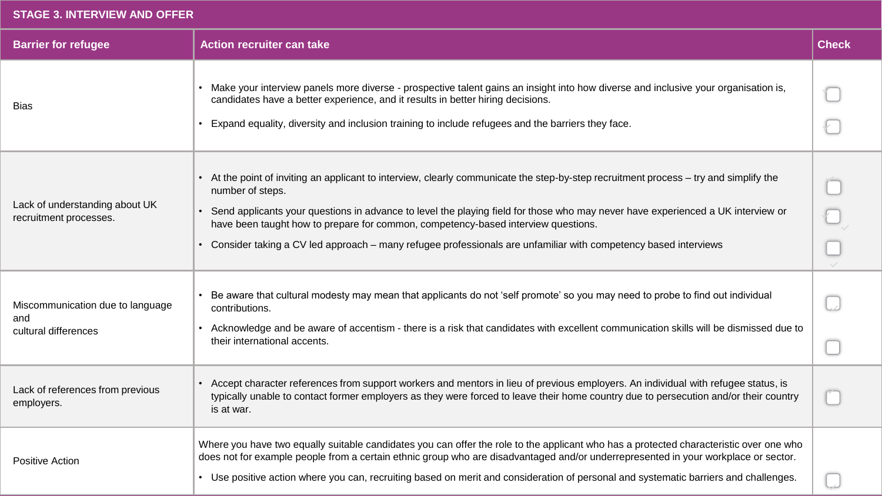## STAGE 3. INTERVIEW AND OFFER

| Barrier for refugee | Action recruiter can take | Check |
|---|---|---|
| Bias | • Make your interview panels more diverse - prospective talent gains an insight into how diverse and inclusive your organisation is, candidates have a better experience, and it results in better hiring decisions.<br>• Expand equality, diversity and inclusion training to include refugees and the barriers they face. | ☐<br>☐ |
| Lack of understanding about UK recruitment processes. | • At the point of inviting an applicant to interview, clearly communicate the step-by-step recruitment process – try and simplify the number of steps.<br>• Send applicants your questions in advance to level the playing field for those who may never have experienced a UK interview or have been taught how to prepare for common, competency-based interview questions.<br>• Consider taking a CV led approach – many refugee professionals are unfamiliar with competency based interviews | ☐<br>☐<br>☐ |
| Miscommunication due to language and cultural differences | • Be aware that cultural modesty may mean that applicants do not 'self promote' so you may need to probe to find out individual contributions.<br>• Acknowledge and be aware of accentism - there is a risk that candidates with excellent communication skills will be dismissed due to their international accents. | ☐<br>☐ |
| Lack of references from previous employers. | • Accept character references from support workers and mentors in lieu of previous employers. An individual with refugee status, is typically unable to contact former employers as they were forced to leave their home country due to persecution and/or their country is at war. | ☐ |
| Positive Action | Where you have two equally suitable candidates you can offer the role to the applicant who has a protected characteristic over one who does not for example people from a certain ethnic group who are disadvantaged and/or underrepresented in your workplace or sector.<br>• Use positive action where you can, recruiting based on merit and consideration of personal and systematic barriers and challenges. | ☐ |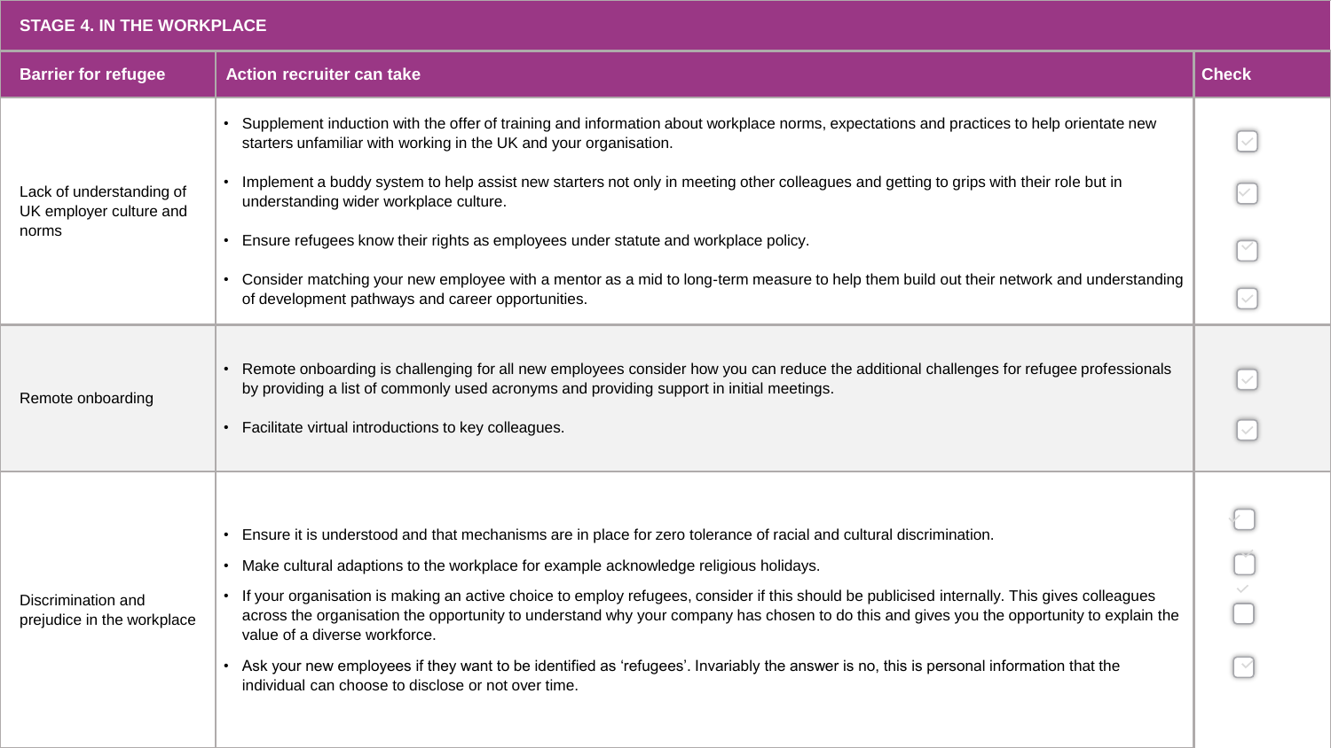## STAGE 4. IN THE WORKPLACE

| Barrier for refugee | Action recruiter can take | Check |
|---|---|---|
| Lack of understanding of UK employer culture and norms | • Supplement induction with the offer of training and information about workplace norms, expectations and practices to help orientate new starters unfamiliar with working in the UK and your organisation. | ☐ |
| | • Implement a buddy system to help assist new starters not only in meeting other colleagues and getting to grips with their role but in understanding wider workplace culture. | ☐ |
| | • Ensure refugees know their rights as employees under statute and workplace policy. | ☐ |
| | • Consider matching your new employee with a mentor as a mid to long-term measure to help them build out their network and understanding of development pathways and career opportunities. | ☐ |
| Remote onboarding | • Remote onboarding is challenging for all new employees consider how you can reduce the additional challenges for refugee professionals by providing a list of commonly used acronyms and providing support in initial meetings. | ☐ |
| | • Facilitate virtual introductions to key colleagues. | ☐ |
| Discrimination and prejudice in the workplace | • Ensure it is understood and that mechanisms are in place for zero tolerance of racial and cultural discrimination. | ☐ |
| | • Make cultural adaptions to the workplace for example acknowledge religious holidays. | ☐ |
| | • If your organisation is making an active choice to employ refugees, consider if this should be publicised internally. This gives colleagues across the organisation the opportunity to understand why your company has chosen to do this and gives you the opportunity to explain the value of a diverse workforce. | ☐ |
| | • Ask your new employees if they want to be identified as ‘refugees’. Invariably the answer is no, this is personal information that the individual can choose to disclose or not over time. | ☐ |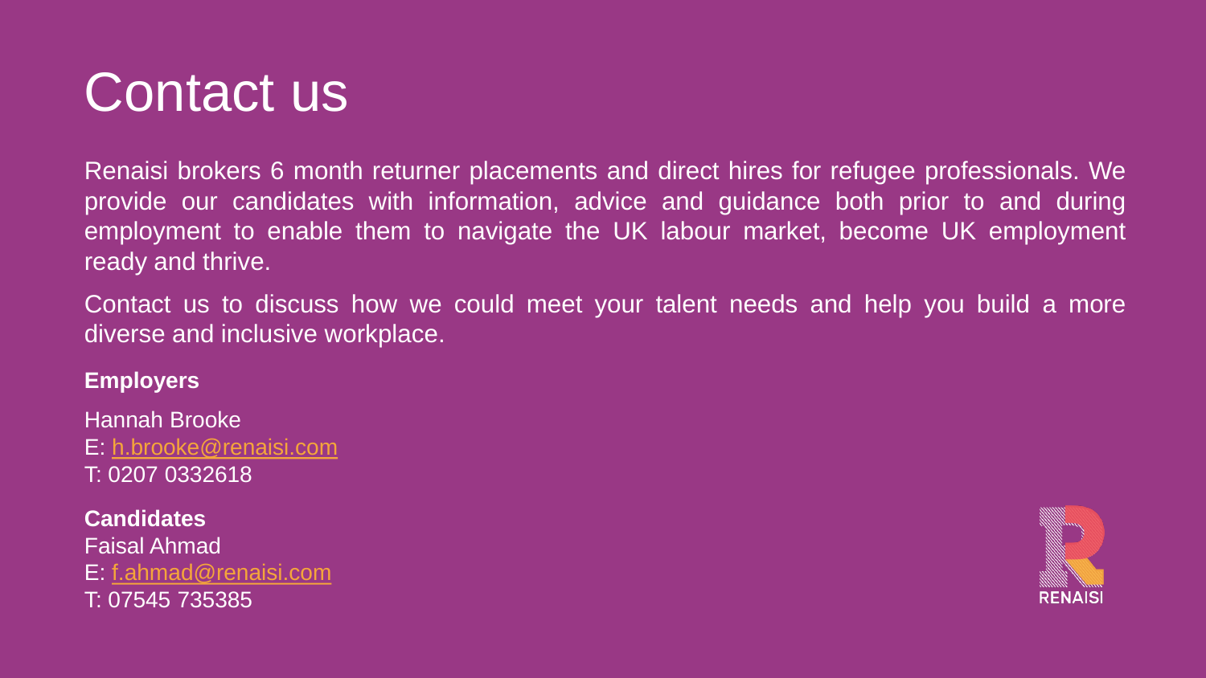# Contact us

Renaisi brokers 6 month returner placements and direct hires for refugee professionals. We provide our candidates with information, advice and guidance both prior to and during employment to enable them to navigate the UK labour market, become UK employment ready and thrive.

Contact us to discuss how we could meet your talent needs and help you build a more diverse and inclusive workplace.

**Employers**

Hannah Brooke
E: h.brooke@renaisi.com
T: 0207 0332618

**Candidates**
Faisal Ahmad
E: f.ahmad@renaisi.com
T: 07545 735385

RENAISI